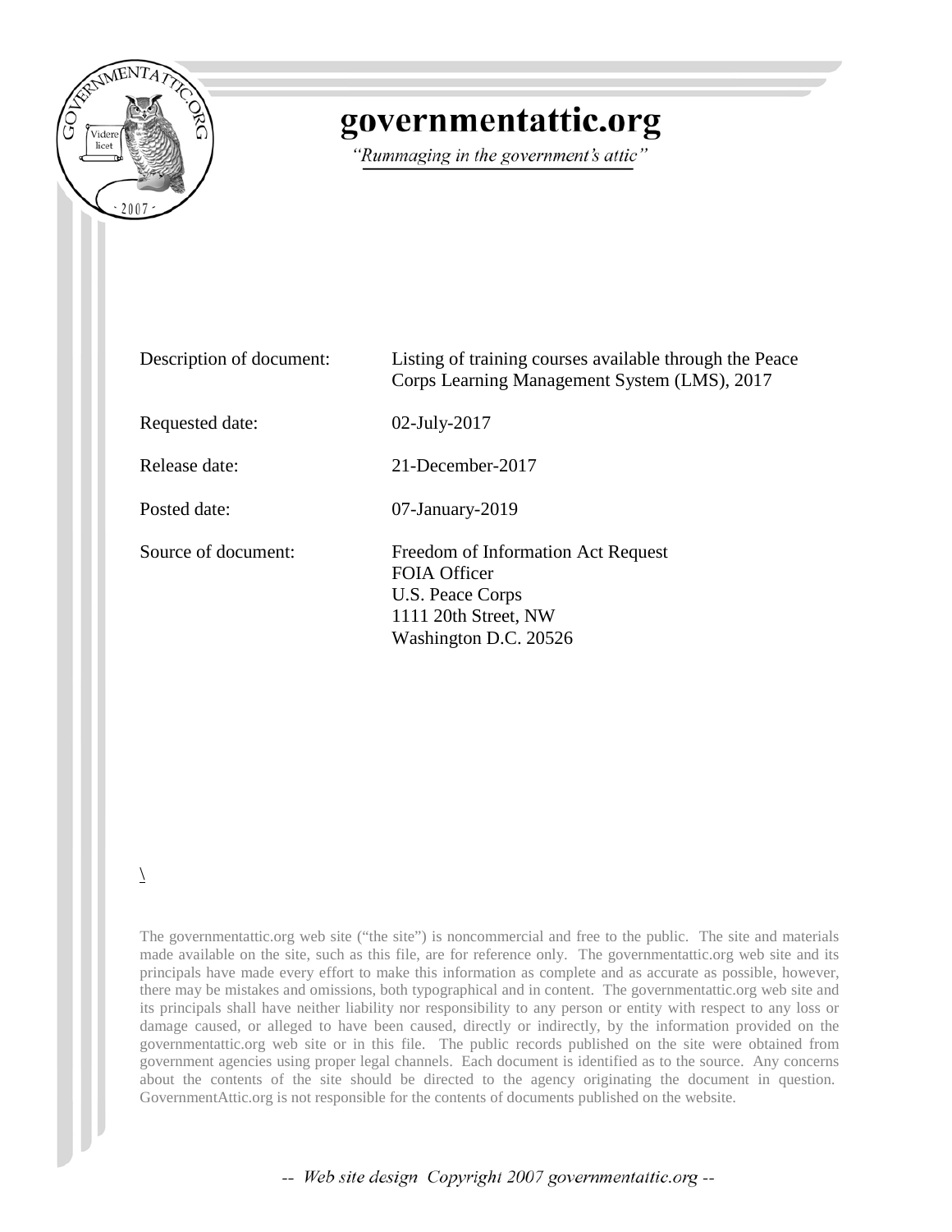# governmentattic.org

*"Rummaging in the government's attic"*

| | |
|---|---|
| Description of document: | Listing of training courses available through the Peace Corps Learning Management System (LMS), 2017 |
| Requested date: | 02-July-2017 |
| Release date: | 21-December-2017 |
| Posted date: | 07-January-2019 |
| Source of document: | Freedom of Information Act Request<br>FOIA Officer<br>U.S. Peace Corps<br>1111 20th Street, NW<br>Washington D.C. 20526 |

\

The governmentattic.org web site ("the site") is noncommercial and free to the public. The site and materials made available on the site, such as this file, are for reference only. The governmentattic.org web site and its principals have made every effort to make this information as complete and as accurate as possible, however, there may be mistakes and omissions, both typographical and in content. The governmentattic.org web site and its principals shall have neither liability nor responsibility to any person or entity with respect to any loss or damage caused, or alleged to have been caused, directly or indirectly, by the information provided on the governmentattic.org web site or in this file. The public records published on the site were obtained from government agencies using proper legal channels. Each document is identified as to the source. Any concerns about the contents of the site should be directed to the agency originating the document in question. GovernmentAttic.org is not responsible for the contents of documents published on the website.

-- Web site design Copyright 2007 governmentattic.org --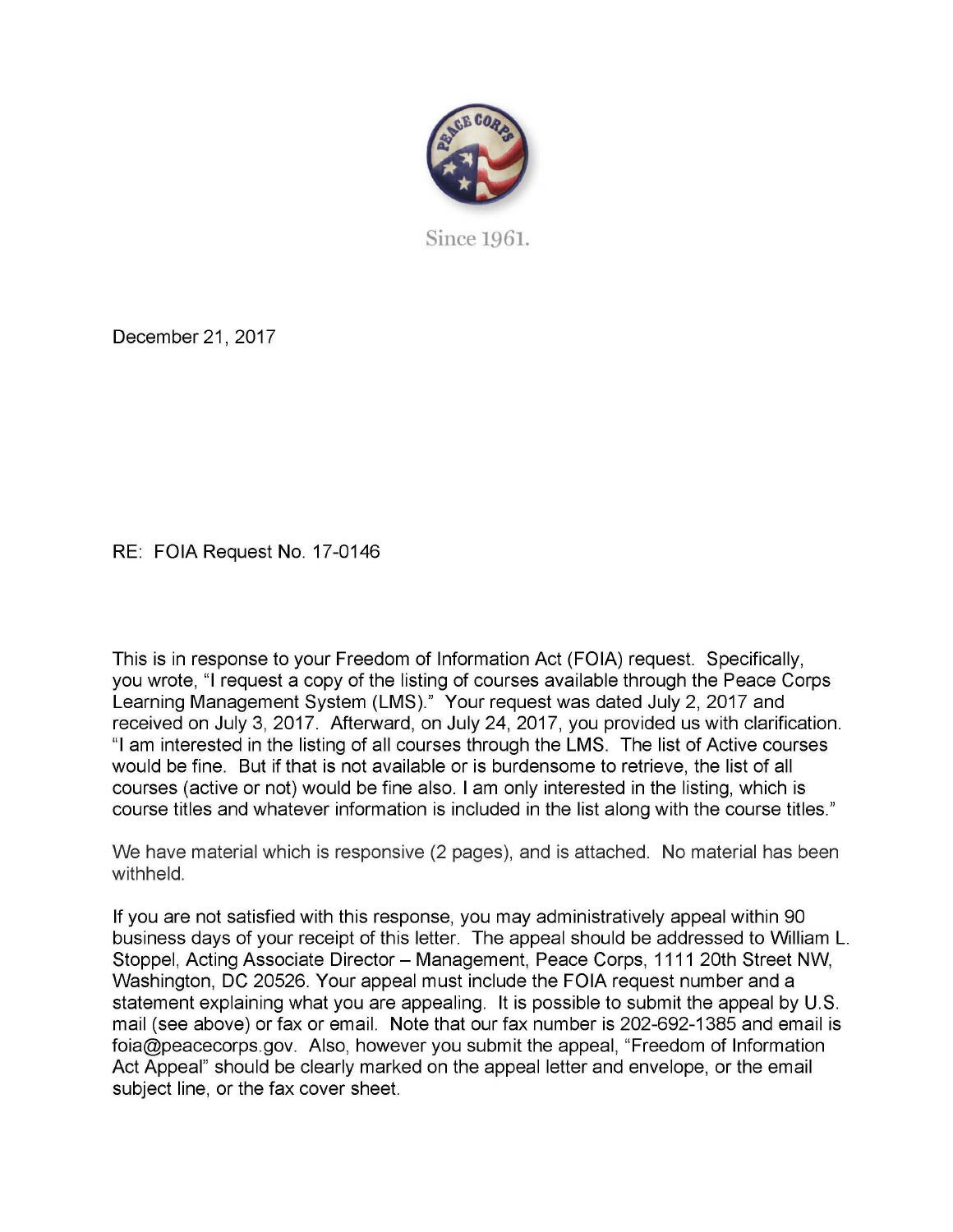Since 1961.

December 21, 2017

RE: FOIA Request No. 17-0146

This is in response to your Freedom of Information Act (FOIA) request. Specifically, you wrote, "I request a copy of the listing of courses available through the Peace Corps Learning Management System (LMS)." Your request was dated July 2, 2017 and received on July 3, 2017. Afterward, on July 24, 2017, you provided us with clarification. "I am interested in the listing of all courses through the LMS. The list of Active courses would be fine. But if that is not available or is burdensome to retrieve, the list of all courses (active or not) would be fine also. I am only interested in the listing, which is course titles and whatever information is included in the list along with the course titles."

We have material which is responsive (2 pages), and is attached. No material has been withheld.

If you are not satisfied with this response, you may administratively appeal within 90 business days of your receipt of this letter. The appeal should be addressed to William L. Stoppel, Acting Associate Director – Management, Peace Corps, 1111 20th Street NW, Washington, DC 20526. Your appeal must include the FOIA request number and a statement explaining what you are appealing. It is possible to submit the appeal by U.S. mail (see above) or fax or email. Note that our fax number is 202-692-1385 and email is foia@peacecorps.gov. Also, however you submit the appeal, "Freedom of Information Act Appeal" should be clearly marked on the appeal letter and envelope, or the email subject line, or the fax cover sheet.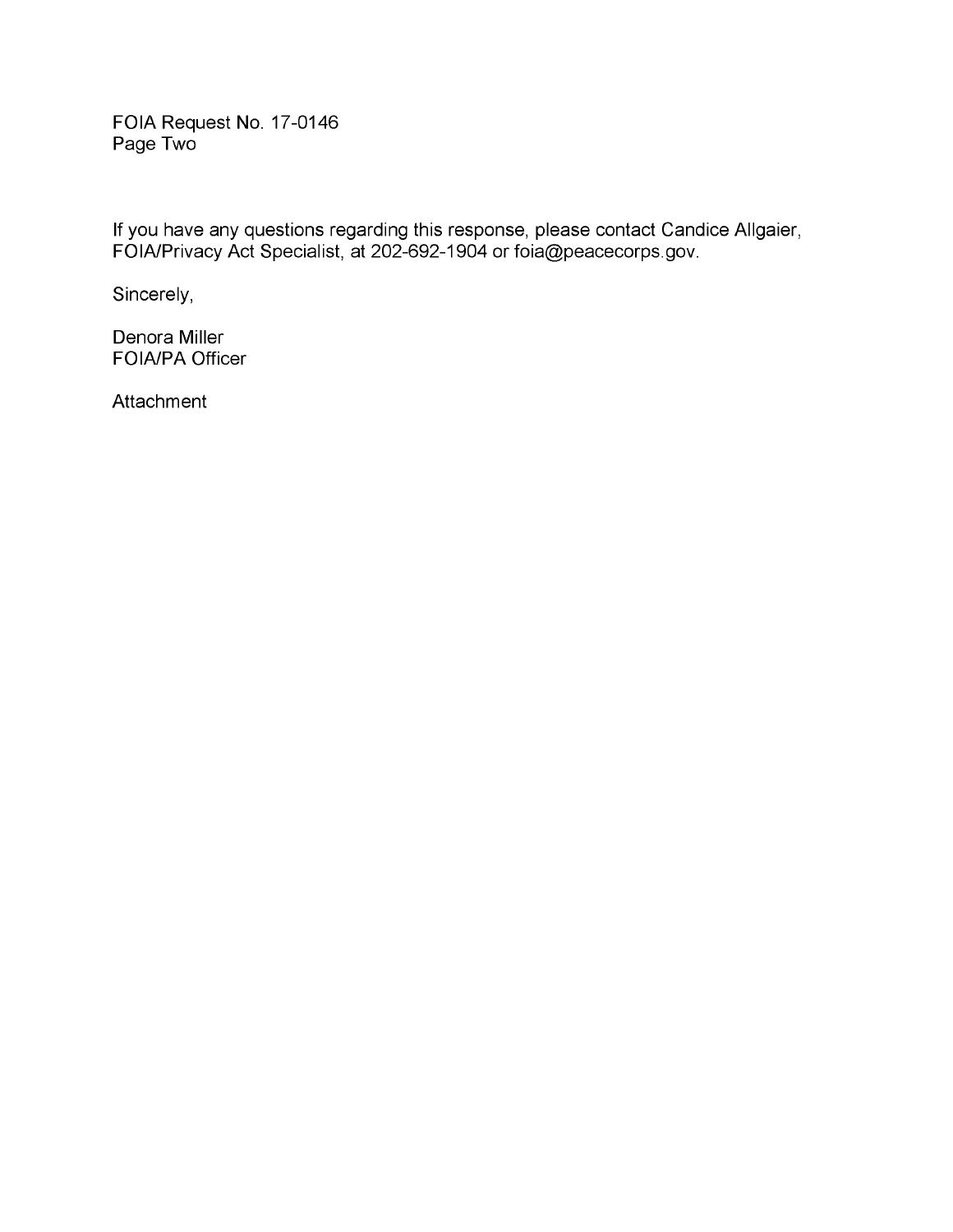FOIA Request No. 17-0146
Page Two

If you have any questions regarding this response, please contact Candice Allgaier, FOIA/Privacy Act Specialist, at 202-692-1904 or foia@peacecorps.gov.

Sincerely,

Denora Miller
FOIA/PA Officer

Attachment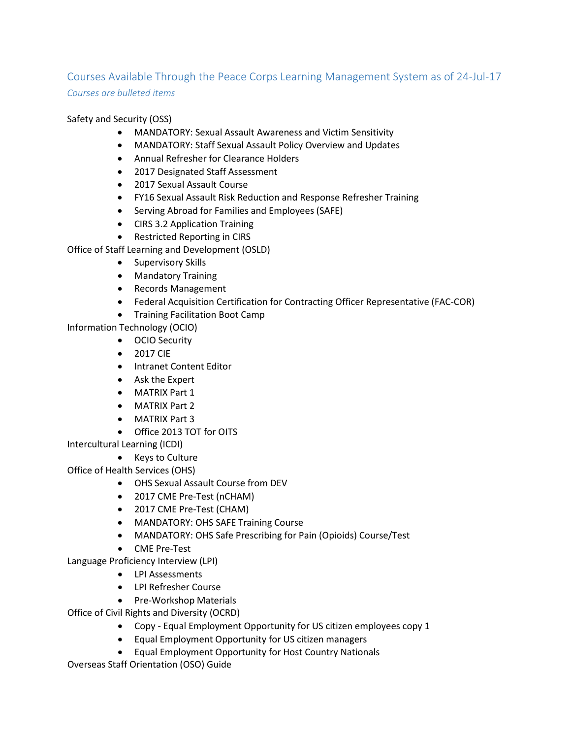## Courses Available Through the Peace Corps Learning Management System as of 24-Jul-17

*Courses are bulleted items*

Safety and Security (OSS)

- MANDATORY: Sexual Assault Awareness and Victim Sensitivity
- MANDATORY: Staff Sexual Assault Policy Overview and Updates
- Annual Refresher for Clearance Holders
- 2017 Designated Staff Assessment
- 2017 Sexual Assault Course
- FY16 Sexual Assault Risk Reduction and Response Refresher Training
- Serving Abroad for Families and Employees (SAFE)
- CIRS 3.2 Application Training
- Restricted Reporting in CIRS

Office of Staff Learning and Development (OSLD)

- Supervisory Skills
- Mandatory Training
- Records Management
- Federal Acquisition Certification for Contracting Officer Representative (FAC-COR)
- Training Facilitation Boot Camp

Information Technology (OCIO)

- OCIO Security
- 2017 CIE
- Intranet Content Editor
- Ask the Expert
- MATRIX Part 1
- MATRIX Part 2
- MATRIX Part 3
- Office 2013 TOT for OITS

Intercultural Learning (ICDI)

- Keys to Culture

Office of Health Services (OHS)

- OHS Sexual Assault Course from DEV
- 2017 CME Pre-Test (nCHAM)
- 2017 CME Pre-Test (CHAM)
- MANDATORY: OHS SAFE Training Course
- MANDATORY: OHS Safe Prescribing for Pain (Opioids) Course/Test
- CME Pre-Test

Language Proficiency Interview (LPI)

- LPI Assessments
- LPI Refresher Course
- Pre-Workshop Materials

Office of Civil Rights and Diversity (OCRD)

- Copy - Equal Employment Opportunity for US citizen employees copy 1
- Equal Employment Opportunity for US citizen managers
- Equal Employment Opportunity for Host Country Nationals

Overseas Staff Orientation (OSO) Guide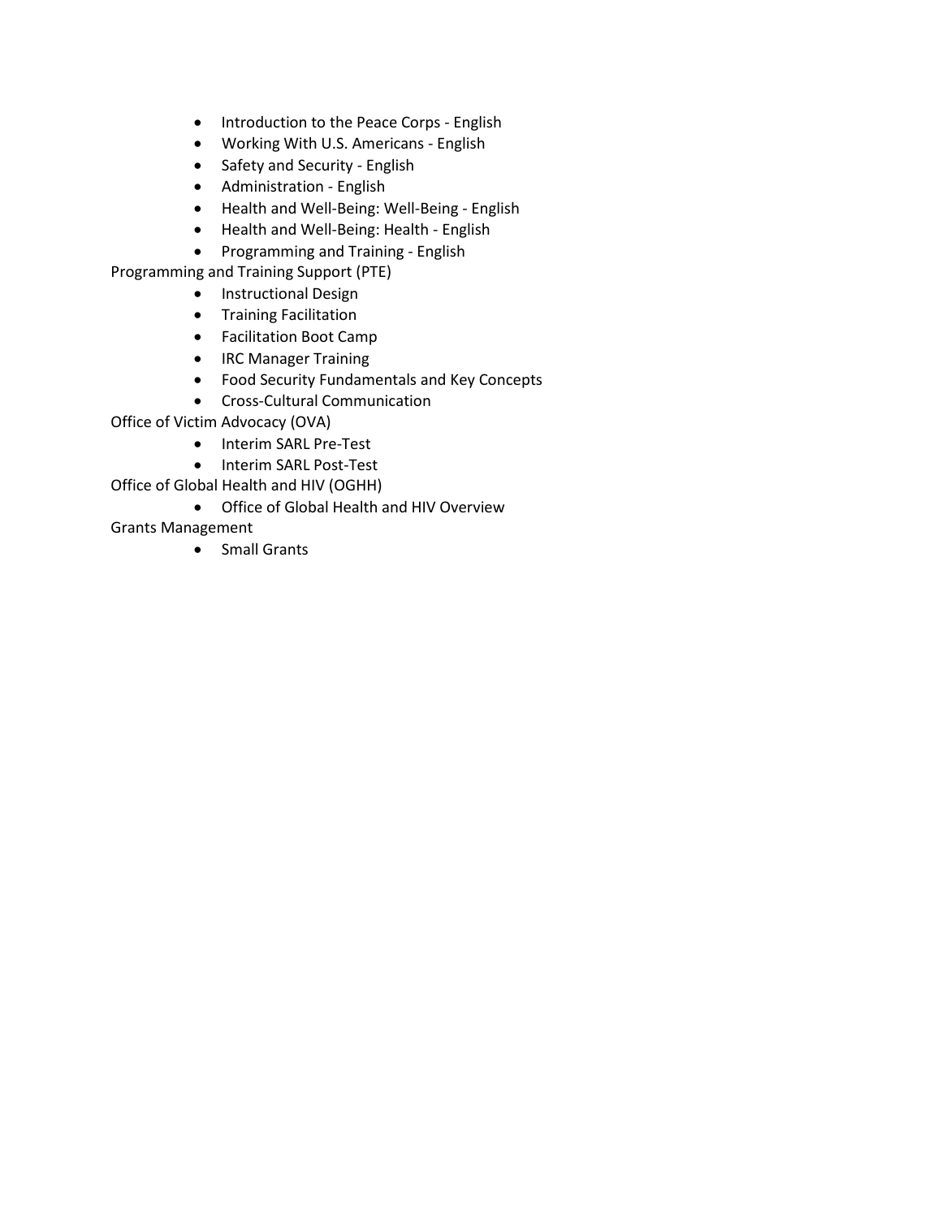- Introduction to the Peace Corps - English
- Working With U.S. Americans - English
- Safety and Security - English
- Administration - English
- Health and Well-Being: Well-Being - English
- Health and Well-Being: Health - English
- Programming and Training - English

Programming and Training Support (PTE)

- Instructional Design
- Training Facilitation
- Facilitation Boot Camp
- IRC Manager Training
- Food Security Fundamentals and Key Concepts
- Cross-Cultural Communication

Office of Victim Advocacy (OVA)

- Interim SARL Pre-Test
- Interim SARL Post-Test

Office of Global Health and HIV (OGHH)

- Office of Global Health and HIV Overview

Grants Management

- Small Grants